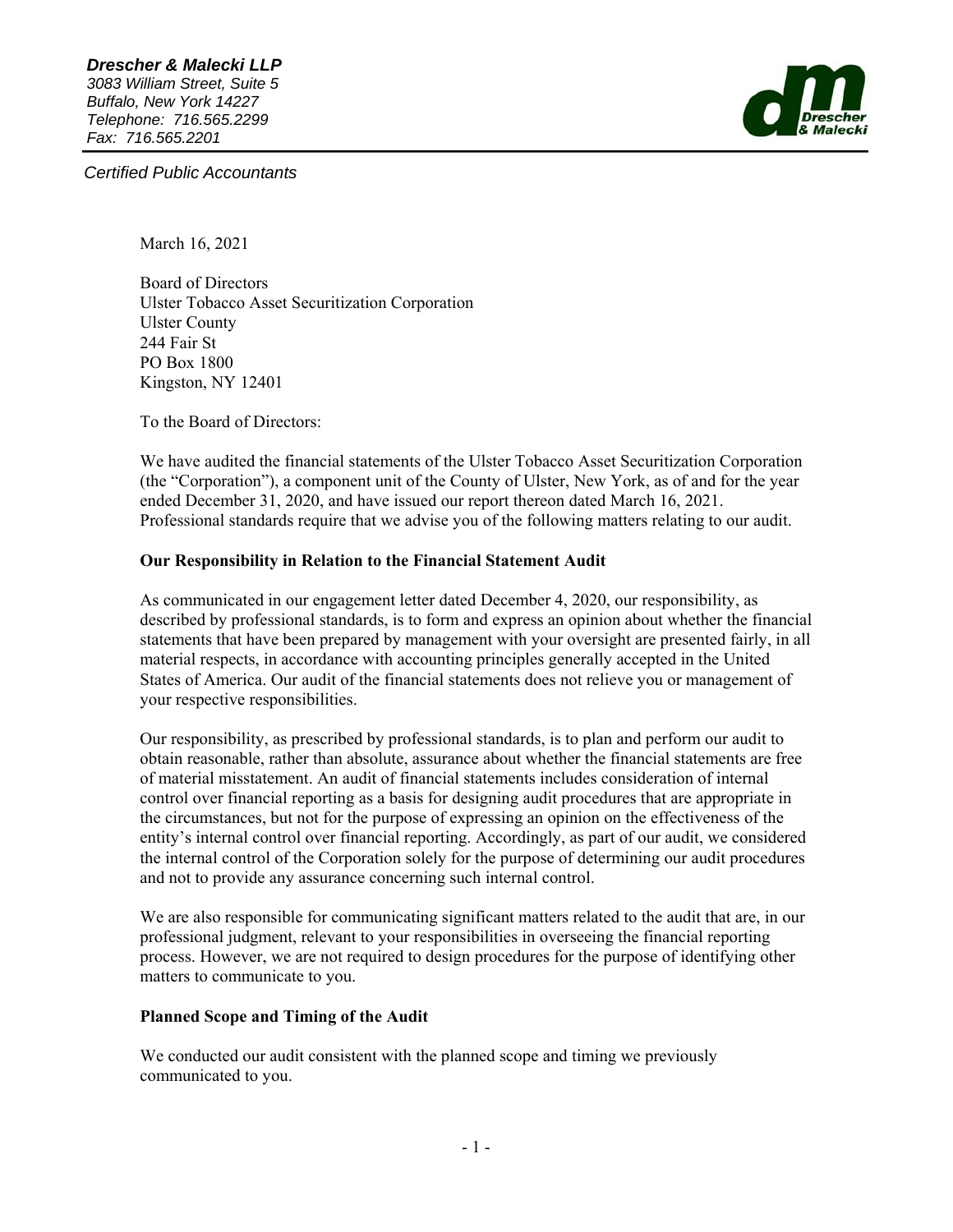***Drescher & Malecki LLP***
*3083 William Street, Suite 5*
*Buffalo, New York 14227*
*Telephone: 716.565.2299*
*Fax: 716.565.2201*

*Certified Public Accountants*

March 16, 2021

Board of Directors
Ulster Tobacco Asset Securitization Corporation
Ulster County
244 Fair St
PO Box 1800
Kingston, NY 12401

To the Board of Directors:

We have audited the financial statements of the Ulster Tobacco Asset Securitization Corporation (the "Corporation"), a component unit of the County of Ulster, New York, as of and for the year ended December 31, 2020, and have issued our report thereon dated March 16, 2021. Professional standards require that we advise you of the following matters relating to our audit.

**Our Responsibility in Relation to the Financial Statement Audit**

As communicated in our engagement letter dated December 4, 2020, our responsibility, as described by professional standards, is to form and express an opinion about whether the financial statements that have been prepared by management with your oversight are presented fairly, in all material respects, in accordance with accounting principles generally accepted in the United States of America. Our audit of the financial statements does not relieve you or management of your respective responsibilities.

Our responsibility, as prescribed by professional standards, is to plan and perform our audit to obtain reasonable, rather than absolute, assurance about whether the financial statements are free of material misstatement. An audit of financial statements includes consideration of internal control over financial reporting as a basis for designing audit procedures that are appropriate in the circumstances, but not for the purpose of expressing an opinion on the effectiveness of the entity's internal control over financial reporting. Accordingly, as part of our audit, we considered the internal control of the Corporation solely for the purpose of determining our audit procedures and not to provide any assurance concerning such internal control.

We are also responsible for communicating significant matters related to the audit that are, in our professional judgment, relevant to your responsibilities in overseeing the financial reporting process. However, we are not required to design procedures for the purpose of identifying other matters to communicate to you.

**Planned Scope and Timing of the Audit**

We conducted our audit consistent with the planned scope and timing we previously communicated to you.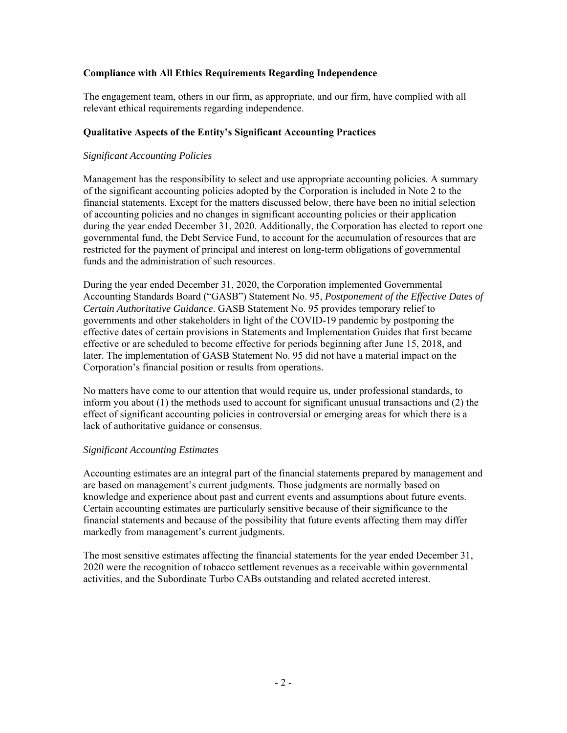**Compliance with All Ethics Requirements Regarding Independence**

The engagement team, others in our firm, as appropriate, and our firm, have complied with all relevant ethical requirements regarding independence.

**Qualitative Aspects of the Entity's Significant Accounting Practices**

*Significant Accounting Policies*

Management has the responsibility to select and use appropriate accounting policies. A summary of the significant accounting policies adopted by the Corporation is included in Note 2 to the financial statements. Except for the matters discussed below, there have been no initial selection of accounting policies and no changes in significant accounting policies or their application during the year ended December 31, 2020. Additionally, the Corporation has elected to report one governmental fund, the Debt Service Fund, to account for the accumulation of resources that are restricted for the payment of principal and interest on long-term obligations of governmental funds and the administration of such resources.

During the year ended December 31, 2020, the Corporation implemented Governmental Accounting Standards Board ("GASB") Statement No. 95, *Postponement of the Effective Dates of Certain Authoritative Guidance*. GASB Statement No. 95 provides temporary relief to governments and other stakeholders in light of the COVID-19 pandemic by postponing the effective dates of certain provisions in Statements and Implementation Guides that first became effective or are scheduled to become effective for periods beginning after June 15, 2018, and later. The implementation of GASB Statement No. 95 did not have a material impact on the Corporation's financial position or results from operations.

No matters have come to our attention that would require us, under professional standards, to inform you about (1) the methods used to account for significant unusual transactions and (2) the effect of significant accounting policies in controversial or emerging areas for which there is a lack of authoritative guidance or consensus.

*Significant Accounting Estimates*

Accounting estimates are an integral part of the financial statements prepared by management and are based on management's current judgments. Those judgments are normally based on knowledge and experience about past and current events and assumptions about future events. Certain accounting estimates are particularly sensitive because of their significance to the financial statements and because of the possibility that future events affecting them may differ markedly from management's current judgments.

The most sensitive estimates affecting the financial statements for the year ended December 31, 2020 were the recognition of tobacco settlement revenues as a receivable within governmental activities, and the Subordinate Turbo CABs outstanding and related accreted interest.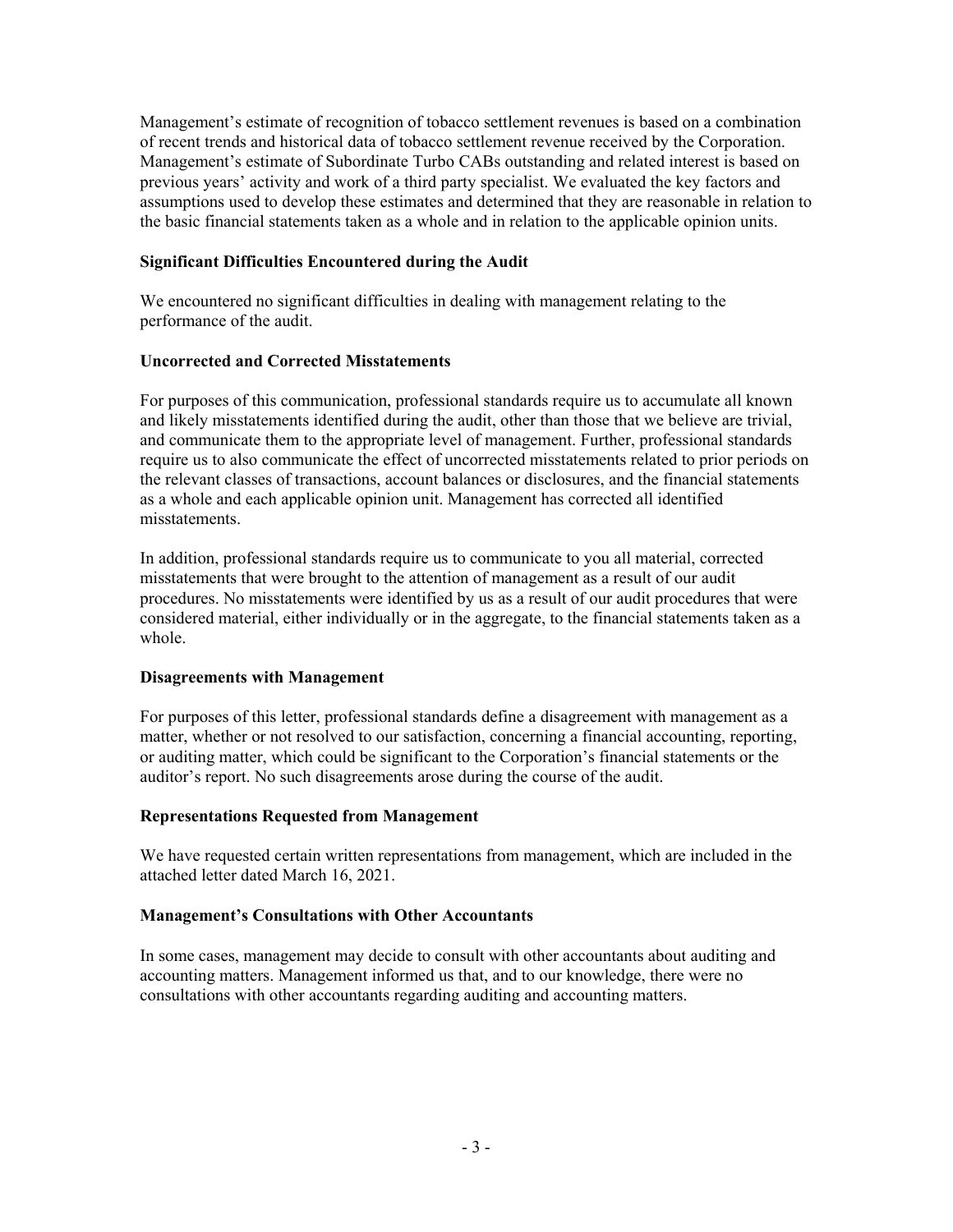Management's estimate of recognition of tobacco settlement revenues is based on a combination of recent trends and historical data of tobacco settlement revenue received by the Corporation. Management's estimate of Subordinate Turbo CABs outstanding and related interest is based on previous years' activity and work of a third party specialist. We evaluated the key factors and assumptions used to develop these estimates and determined that they are reasonable in relation to the basic financial statements taken as a whole and in relation to the applicable opinion units.

**Significant Difficulties Encountered during the Audit**

We encountered no significant difficulties in dealing with management relating to the performance of the audit.

**Uncorrected and Corrected Misstatements**

For purposes of this communication, professional standards require us to accumulate all known and likely misstatements identified during the audit, other than those that we believe are trivial, and communicate them to the appropriate level of management. Further, professional standards require us to also communicate the effect of uncorrected misstatements related to prior periods on the relevant classes of transactions, account balances or disclosures, and the financial statements as a whole and each applicable opinion unit. Management has corrected all identified misstatements.

In addition, professional standards require us to communicate to you all material, corrected misstatements that were brought to the attention of management as a result of our audit procedures. No misstatements were identified by us as a result of our audit procedures that were considered material, either individually or in the aggregate, to the financial statements taken as a whole.

**Disagreements with Management**

For purposes of this letter, professional standards define a disagreement with management as a matter, whether or not resolved to our satisfaction, concerning a financial accounting, reporting, or auditing matter, which could be significant to the Corporation's financial statements or the auditor's report. No such disagreements arose during the course of the audit.

**Representations Requested from Management**

We have requested certain written representations from management, which are included in the attached letter dated March 16, 2021.

**Management's Consultations with Other Accountants**

In some cases, management may decide to consult with other accountants about auditing and accounting matters. Management informed us that, and to our knowledge, there were no consultations with other accountants regarding auditing and accounting matters.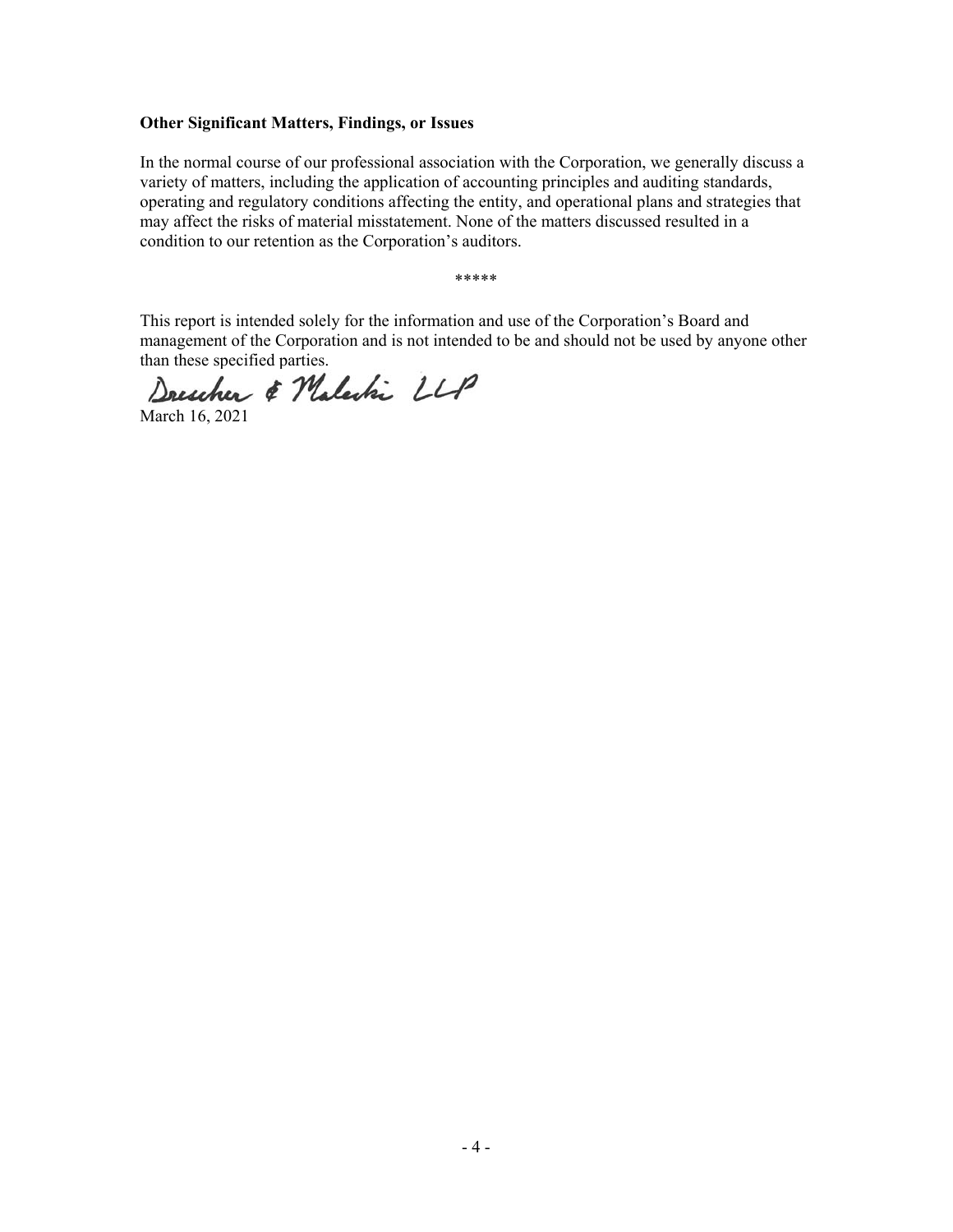**Other Significant Matters, Findings, or Issues**

In the normal course of our professional association with the Corporation, we generally discuss a variety of matters, including the application of accounting principles and auditing standards, operating and regulatory conditions affecting the entity, and operational plans and strategies that may affect the risks of material misstatement. None of the matters discussed resulted in a condition to our retention as the Corporation's auditors.

*****

This report is intended solely for the information and use of the Corporation's Board and management of the Corporation and is not intended to be and should not be used by anyone other than these specified parties.

Drescher & Malecki LLP

March 16, 2021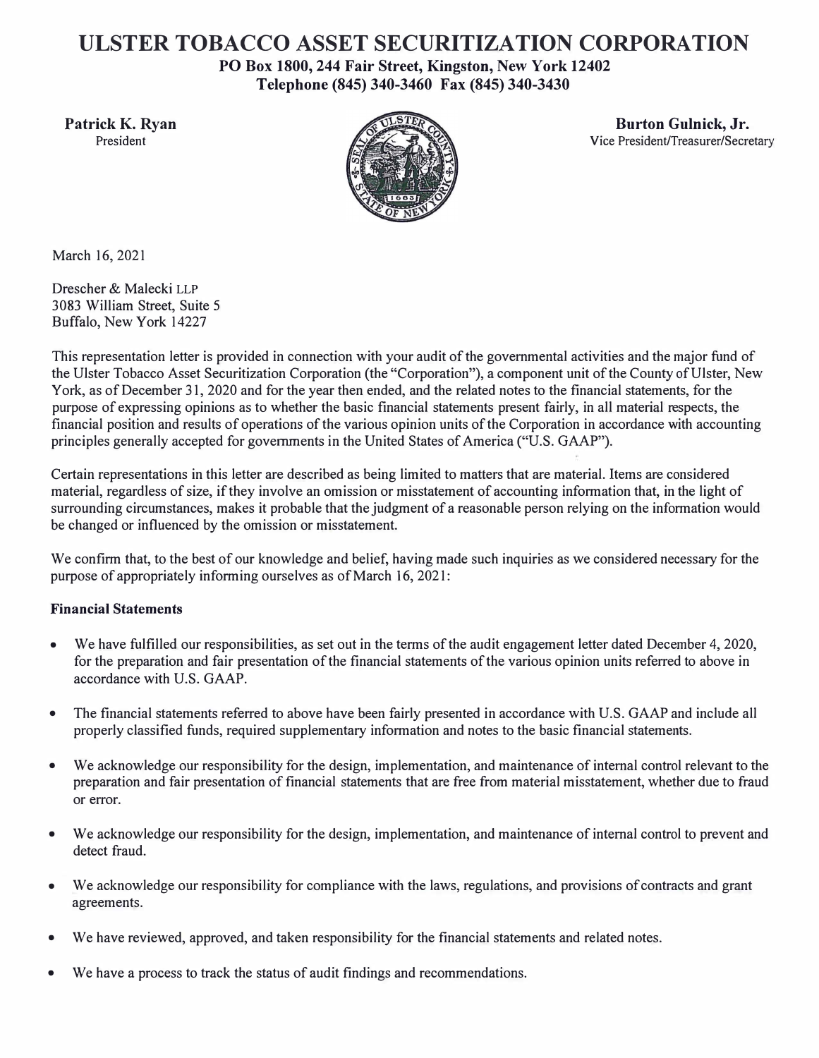# ULSTER TOBACCO ASSET SECURITIZATION CORPORATION

**PO Box 1800, 244 Fair Street, Kingston, New York 12402**
**Telephone (845) 340-3460 Fax (845) 340-3430**

**Patrick K. Ryan**
President

**Burton Gulnick, Jr.**
Vice President/Treasurer/Secretary

March 16, 2021

Drescher & Malecki LLP
3083 William Street, Suite 5
Buffalo, New York 14227

This representation letter is provided in connection with your audit of the governmental activities and the major fund of the Ulster Tobacco Asset Securitization Corporation (the "Corporation"), a component unit of the County of Ulster, New York, as of December 31, 2020 and for the year then ended, and the related notes to the financial statements, for the purpose of expressing opinions as to whether the basic financial statements present fairly, in all material respects, the financial position and results of operations of the various opinion units of the Corporation in accordance with accounting principles generally accepted for governments in the United States of America ("U.S. GAAP").

Certain representations in this letter are described as being limited to matters that are material. Items are considered material, regardless of size, if they involve an omission or misstatement of accounting information that, in the light of surrounding circumstances, makes it probable that the judgment of a reasonable person relying on the information would be changed or influenced by the omission or misstatement.

We confirm that, to the best of our knowledge and belief, having made such inquiries as we considered necessary for the purpose of appropriately informing ourselves as of March 16, 2021:

**Financial Statements**

- We have fulfilled our responsibilities, as set out in the terms of the audit engagement letter dated December 4, 2020, for the preparation and fair presentation of the financial statements of the various opinion units referred to above in accordance with U.S. GAAP.
- The financial statements referred to above have been fairly presented in accordance with U.S. GAAP and include all properly classified funds, required supplementary information and notes to the basic financial statements.
- We acknowledge our responsibility for the design, implementation, and maintenance of internal control relevant to the preparation and fair presentation of financial statements that are free from material misstatement, whether due to fraud or error.
- We acknowledge our responsibility for the design, implementation, and maintenance of internal control to prevent and detect fraud.
- We acknowledge our responsibility for compliance with the laws, regulations, and provisions of contracts and grant agreements.
- We have reviewed, approved, and taken responsibility for the financial statements and related notes.
- We have a process to track the status of audit findings and recommendations.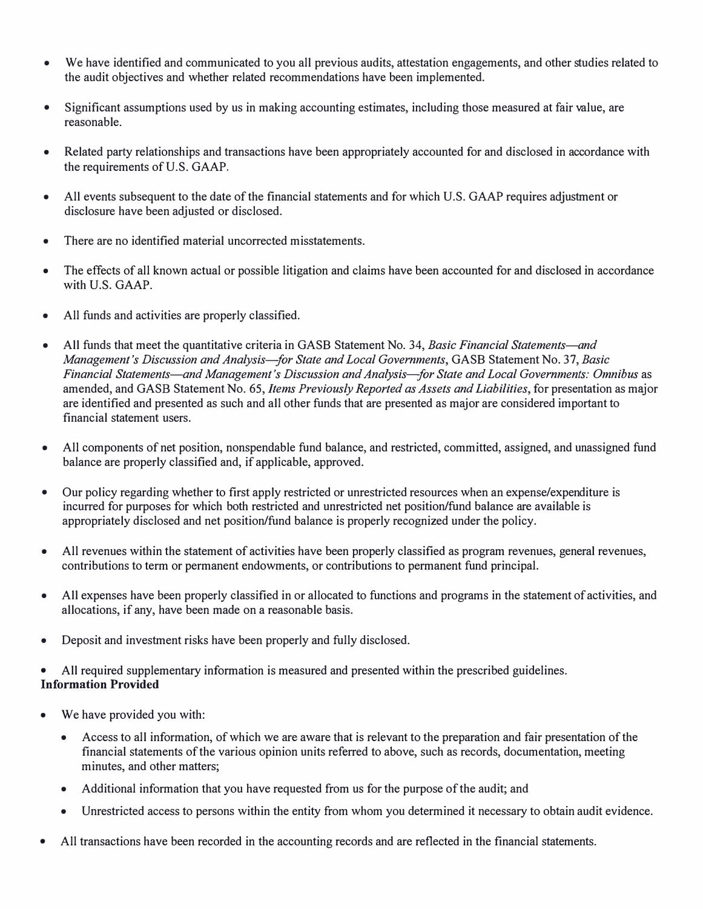- We have identified and communicated to you all previous audits, attestation engagements, and other studies related to the audit objectives and whether related recommendations have been implemented.

- Significant assumptions used by us in making accounting estimates, including those measured at fair value, are reasonable.

- Related party relationships and transactions have been appropriately accounted for and disclosed in accordance with the requirements of U.S. GAAP.

- All events subsequent to the date of the financial statements and for which U.S. GAAP requires adjustment or disclosure have been adjusted or disclosed.

- There are no identified material uncorrected misstatements.

- The effects of all known actual or possible litigation and claims have been accounted for and disclosed in accordance with U.S. GAAP.

- All funds and activities are properly classified.

- All funds that meet the quantitative criteria in GASB Statement No. 34, *Basic Financial Statements—and Management's Discussion and Analysis—for State and Local Governments*, GASB Statement No. 37, *Basic Financial Statements—and Management's Discussion and Analysis—for State and Local Governments: Omnibus* as amended, and GASB Statement No. 65, *Items Previously Reported as Assets and Liabilities*, for presentation as major are identified and presented as such and all other funds that are presented as major are considered important to financial statement users.

- All components of net position, nonspendable fund balance, and restricted, committed, assigned, and unassigned fund balance are properly classified and, if applicable, approved.

- Our policy regarding whether to first apply restricted or unrestricted resources when an expense/expenditure is incurred for purposes for which both restricted and unrestricted net position/fund balance are available is appropriately disclosed and net position/fund balance is properly recognized under the policy.

- All revenues within the statement of activities have been properly classified as program revenues, general revenues, contributions to term or permanent endowments, or contributions to permanent fund principal.

- All expenses have been properly classified in or allocated to functions and programs in the statement of activities, and allocations, if any, have been made on a reasonable basis.

- Deposit and investment risks have been properly and fully disclosed.

- All required supplementary information is measured and presented within the prescribed guidelines.

**Information Provided**

- We have provided you with:
  - Access to all information, of which we are aware that is relevant to the preparation and fair presentation of the financial statements of the various opinion units referred to above, such as records, documentation, meeting minutes, and other matters;
  - Additional information that you have requested from us for the purpose of the audit; and
  - Unrestricted access to persons within the entity from whom you determined it necessary to obtain audit evidence.

- All transactions have been recorded in the accounting records and are reflected in the financial statements.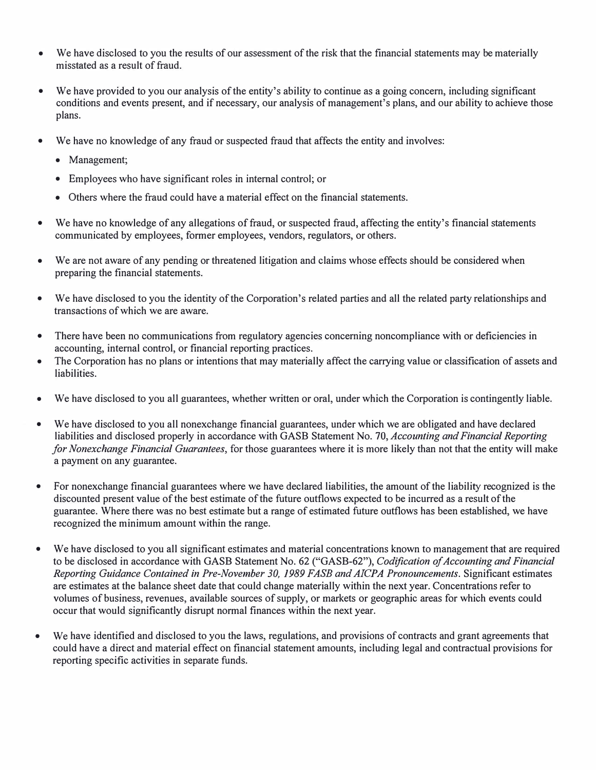- We have disclosed to you the results of our assessment of the risk that the financial statements may be materially misstated as a result of fraud.

- We have provided to you our analysis of the entity's ability to continue as a going concern, including significant conditions and events present, and if necessary, our analysis of management's plans, and our ability to achieve those plans.

- We have no knowledge of any fraud or suspected fraud that affects the entity and involves:
  - Management;
  - Employees who have significant roles in internal control; or
  - Others where the fraud could have a material effect on the financial statements.

- We have no knowledge of any allegations of fraud, or suspected fraud, affecting the entity's financial statements communicated by employees, former employees, vendors, regulators, or others.

- We are not aware of any pending or threatened litigation and claims whose effects should be considered when preparing the financial statements.

- We have disclosed to you the identity of the Corporation's related parties and all the related party relationships and transactions of which we are aware.

- There have been no communications from regulatory agencies concerning noncompliance with or deficiencies in accounting, internal control, or financial reporting practices.
- The Corporation has no plans or intentions that may materially affect the carrying value or classification of assets and liabilities.

- We have disclosed to you all guarantees, whether written or oral, under which the Corporation is contingently liable.

- We have disclosed to you all nonexchange financial guarantees, under which we are obligated and have declared liabilities and disclosed properly in accordance with GASB Statement No. 70, *Accounting and Financial Reporting for Nonexchange Financial Guarantees*, for those guarantees where it is more likely than not that the entity will make a payment on any guarantee.

- For nonexchange financial guarantees where we have declared liabilities, the amount of the liability recognized is the discounted present value of the best estimate of the future outflows expected to be incurred as a result of the guarantee. Where there was no best estimate but a range of estimated future outflows has been established, we have recognized the minimum amount within the range.

- We have disclosed to you all significant estimates and material concentrations known to management that are required to be disclosed in accordance with GASB Statement No. 62 ("GASB-62"), *Codification of Accounting and Financial Reporting Guidance Contained in Pre-November 30, 1989 FASB and AICPA Pronouncements*. Significant estimates are estimates at the balance sheet date that could change materially within the next year. Concentrations refer to volumes of business, revenues, available sources of supply, or markets or geographic areas for which events could occur that would significantly disrupt normal finances within the next year.

- We have identified and disclosed to you the laws, regulations, and provisions of contracts and grant agreements that could have a direct and material effect on financial statement amounts, including legal and contractual provisions for reporting specific activities in separate funds.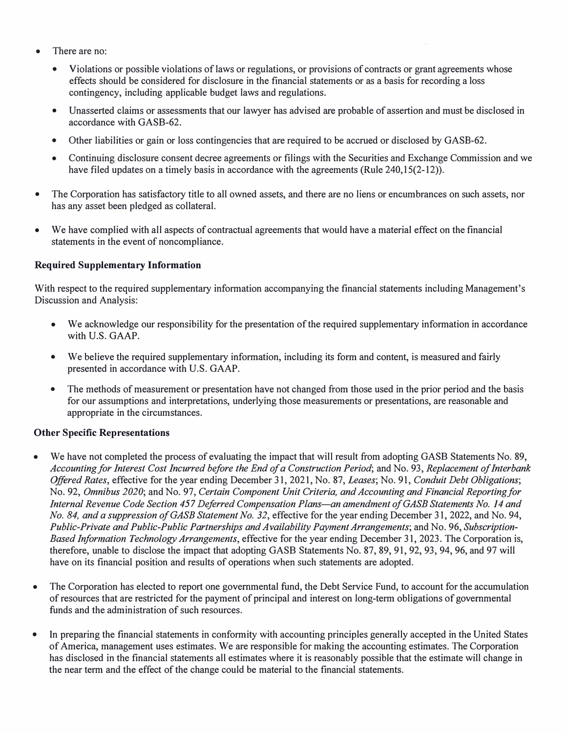- There are no:
  - Violations or possible violations of laws or regulations, or provisions of contracts or grant agreements whose effects should be considered for disclosure in the financial statements or as a basis for recording a loss contingency, including applicable budget laws and regulations.
  - Unasserted claims or assessments that our lawyer has advised are probable of assertion and must be disclosed in accordance with GASB-62.
  - Other liabilities or gain or loss contingencies that are required to be accrued or disclosed by GASB-62.
  - Continuing disclosure consent decree agreements or filings with the Securities and Exchange Commission and we have filed updates on a timely basis in accordance with the agreements (Rule 240,15(2-12)).
- The Corporation has satisfactory title to all owned assets, and there are no liens or encumbrances on such assets, nor has any asset been pledged as collateral.
- We have complied with all aspects of contractual agreements that would have a material effect on the financial statements in the event of noncompliance.

**Required Supplementary Information**

With respect to the required supplementary information accompanying the financial statements including Management's Discussion and Analysis:

- We acknowledge our responsibility for the presentation of the required supplementary information in accordance with U.S. GAAP.
- We believe the required supplementary information, including its form and content, is measured and fairly presented in accordance with U.S. GAAP.
- The methods of measurement or presentation have not changed from those used in the prior period and the basis for our assumptions and interpretations, underlying those measurements or presentations, are reasonable and appropriate in the circumstances.

**Other Specific Representations**

- We have not completed the process of evaluating the impact that will result from adopting GASB Statements No. 89, *Accounting for Interest Cost Incurred before the End of a Construction Period*; and No. 93, *Replacement of Interbank Offered Rates*, effective for the year ending December 31, 2021, No. 87, *Leases*; No. 91, *Conduit Debt Obligations*; No. 92, *Omnibus 2020*; and No. 97, *Certain Component Unit Criteria, and Accounting and Financial Reporting for Internal Revenue Code Section 457 Deferred Compensation Plans—an amendment of GASB Statements No. 14 and No. 84, and a suppression of GASB Statement No. 32*, effective for the year ending December 31, 2022, and No. 94, *Public-Private and Public-Public Partnerships and Availability Payment Arrangements*; and No. 96, *Subscription-Based Information Technology Arrangements*, effective for the year ending December 31, 2023. The Corporation is, therefore, unable to disclose the impact that adopting GASB Statements No. 87, 89, 91, 92, 93, 94, 96, and 97 will have on its financial position and results of operations when such statements are adopted.
- The Corporation has elected to report one governmental fund, the Debt Service Fund, to account for the accumulation of resources that are restricted for the payment of principal and interest on long-term obligations of governmental funds and the administration of such resources.
- In preparing the financial statements in conformity with accounting principles generally accepted in the United States of America, management uses estimates. We are responsible for making the accounting estimates. The Corporation has disclosed in the financial statements all estimates where it is reasonably possible that the estimate will change in the near term and the effect of the change could be material to the financial statements.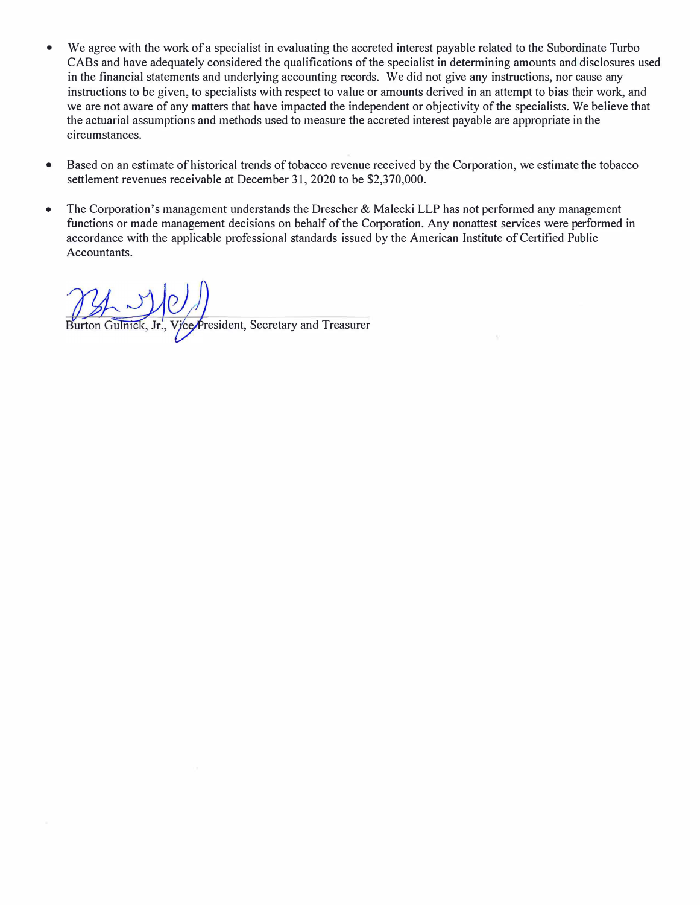- We agree with the work of a specialist in evaluating the accreted interest payable related to the Subordinate Turbo CABs and have adequately considered the qualifications of the specialist in determining amounts and disclosures used in the financial statements and underlying accounting records. We did not give any instructions, nor cause any instructions to be given, to specialists with respect to value or amounts derived in an attempt to bias their work, and we are not aware of any matters that have impacted the independent or objectivity of the specialists. We believe that the actuarial assumptions and methods used to measure the accreted interest payable are appropriate in the circumstances.

- Based on an estimate of historical trends of tobacco revenue received by the Corporation, we estimate the tobacco settlement revenues receivable at December 31, 2020 to be $2,370,000.

- The Corporation's management understands the Drescher & Malecki LLP has not performed any management functions or made management decisions on behalf of the Corporation. Any nonattest services were performed in accordance with the applicable professional standards issued by the American Institute of Certified Public Accountants.

Burton Gulnick, Jr., Vice President, Secretary and Treasurer